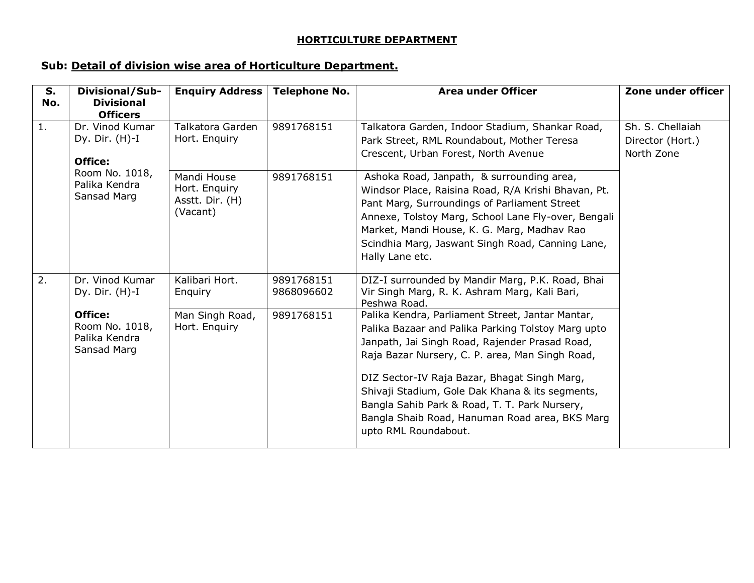## HORTICULTURE DEPARTMENT

**Sub: Detail of division wise area of Horticulture Department.**

| S. No. | Divisional/Sub-Divisional Officers | Enquiry Address | Telephone No. | Area under Officer | Zone under officer |
|---|---|---|---|---|---|
| 1. | Dr. Vinod Kumar Dy. Dir. (H)-I **Office:** Room No. 1018, Palika Kendra Sansad Marg | Talkatora Garden Hort. Enquiry | 9891768151 | Talkatora Garden, Indoor Stadium, Shankar Road, Park Street, RML Roundabout, Mother Teresa Crescent, Urban Forest, North Avenue | Sh. S. Chellaiah Director (Hort.) North Zone |
| | | Mandi House Hort. Enquiry Asstt. Dir. (H) (Vacant) | 9891768151 | Ashoka Road, Janpath, & surrounding area, Windsor Place, Raisina Road, R/A Krishi Bhavan, Pt. Pant Marg, Surroundings of Parliament Street Annexe, Tolstoy Marg, School Lane Fly-over, Bengali Market, Mandi House, K. G. Marg, Madhav Rao Scindhia Marg, Jaswant Singh Road, Canning Lane, Hally Lane etc. | |
| 2. | Dr. Vinod Kumar Dy. Dir. (H)-I **Office:** Room No. 1018, Palika Kendra Sansad Marg | Kalibari Hort. Enquiry | 9891768151 9868096602 | DIZ-I surrounded by Mandir Marg, P.K. Road, Bhai Vir Singh Marg, R. K. Ashram Marg, Kali Bari, Peshwa Road. | |
| | | Man Singh Road, Hort. Enquiry | 9891768151 | Palika Kendra, Parliament Street, Jantar Mantar, Palika Bazaar and Palika Parking Tolstoy Marg upto Janpath, Jai Singh Road, Rajender Prasad Road, Raja Bazar Nursery, C. P. area, Man Singh Road, DIZ Sector-IV Raja Bazar, Bhagat Singh Marg, Shivaji Stadium, Gole Dak Khana & its segments, Bangla Sahib Park & Road, T. T. Park Nursery, Bangla Shaib Road, Hanuman Road area, BKS Marg upto RML Roundabout. | |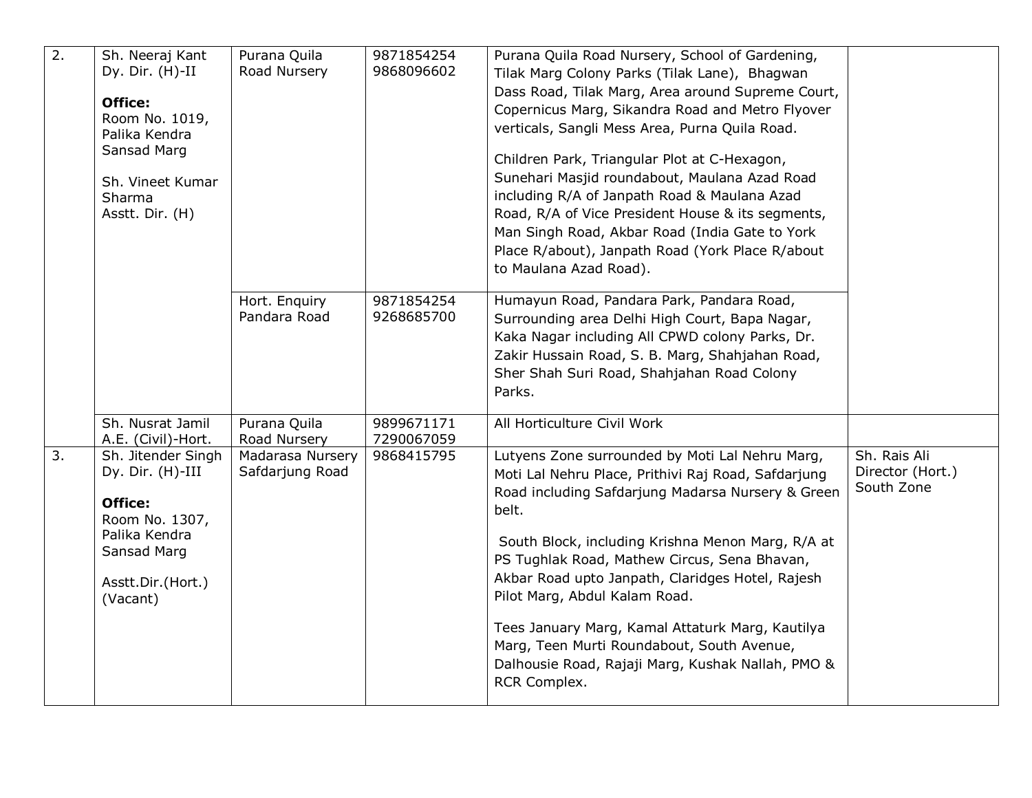| | | | | | |
|---|---|---|---|---|---|
| 2. | Sh. Neeraj Kant<br>Dy. Dir. (H)-II<br><br>**Office:**<br>Room No. 1019,<br>Palika Kendra<br>Sansad Marg<br><br>Sh. Vineet Kumar Sharma<br>Asstt. Dir. (H) | Purana Quila Road Nursery | 9871854254<br>9868096602 | Purana Quila Road Nursery, School of Gardening, Tilak Marg Colony Parks (Tilak Lane), Bhagwan Dass Road, Tilak Marg, Area around Supreme Court, Copernicus Marg, Sikandra Road and Metro Flyover verticals, Sangli Mess Area, Purna Quila Road.<br><br>Children Park, Triangular Plot at C-Hexagon, Sunehari Masjid roundabout, Maulana Azad Road including R/A of Janpath Road & Maulana Azad Road, R/A of Vice President House & its segments, Man Singh Road, Akbar Road (India Gate to York Place R/about), Janpath Road (York Place R/about to Maulana Azad Road). | |
| | | Hort. Enquiry Pandara Road | 9871854254<br>9268685700 | Humayun Road, Pandara Park, Pandara Road, Surrounding area Delhi High Court, Bapa Nagar, Kaka Nagar including All CPWD colony Parks, Dr. Zakir Hussain Road, S. B. Marg, Shahjahan Road, Sher Shah Suri Road, Shahjahan Road Colony Parks. | |
| | Sh. Nusrat Jamil<br>A.E. (Civil)-Hort. | Purana Quila Road Nursery | 9899671171<br>7290067059 | All Horticulture Civil Work | |
| 3. | Sh. Jitender Singh<br>Dy. Dir. (H)-III<br><br>**Office:**<br>Room No. 1307,<br>Palika Kendra<br>Sansad Marg<br><br>Asstt.Dir.(Hort.)<br>(Vacant) | Madarasa Nursery Safdarjung Road | 9868415795 | Lutyens Zone surrounded by Moti Lal Nehru Marg, Moti Lal Nehru Place, Prithivi Raj Road, Safdarjung Road including Safdarjung Madarsa Nursery & Green belt.<br><br>South Block, including Krishna Menon Marg, R/A at PS Tughlak Road, Mathew Circus, Sena Bhavan, Akbar Road upto Janpath, Claridges Hotel, Rajesh Pilot Marg, Abdul Kalam Road.<br><br>Tees January Marg, Kamal Attaturk Marg, Kautilya Marg, Teen Murti Roundabout, South Avenue, Dalhousie Road, Rajaji Marg, Kushak Nallah, PMO & RCR Complex. | Sh. Rais Ali<br>Director (Hort.)<br>South Zone |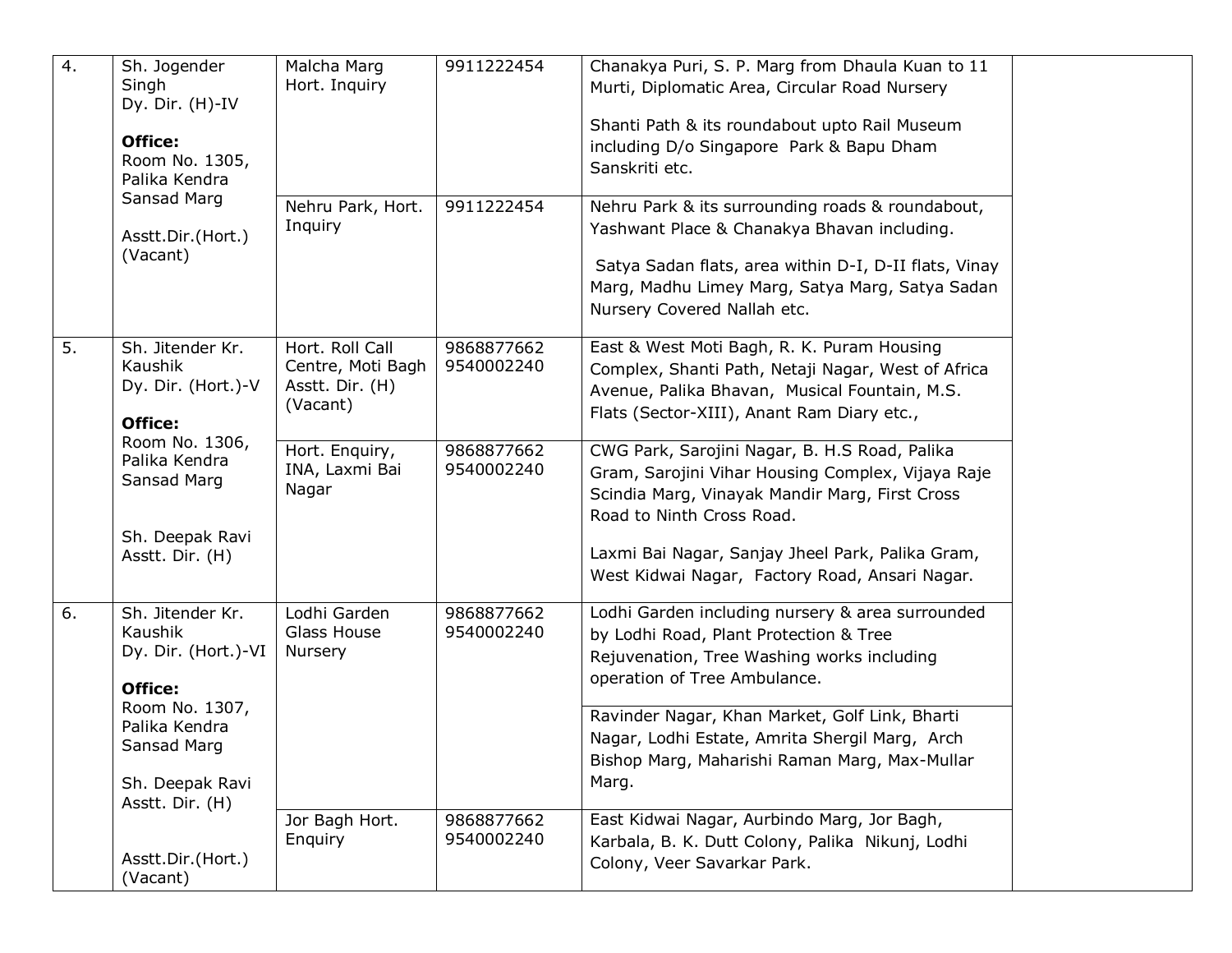| | | | | | |
|---|---|---|---|---|---|
| 4. | Sh. Jogender Singh<br>Dy. Dir. (H)-IV<br><br>**Office:**<br>Room No. 1305, Palika Kendra Sansad Marg<br><br>Asstt.Dir.(Hort.) (Vacant) | Malcha Marg Hort. Inquiry | 9911222454 | Chanakya Puri, S. P. Marg from Dhaula Kuan to 11 Murti, Diplomatic Area, Circular Road Nursery<br><br>Shanti Path & its roundabout upto Rail Museum including D/o Singapore Park & Bapu Dham Sanskriti etc. | |
| | | Nehru Park, Hort. Inquiry | 9911222454 | Nehru Park & its surrounding roads & roundabout, Yashwant Place & Chanakya Bhavan including.<br><br>Satya Sadan flats, area within D-I, D-II flats, Vinay Marg, Madhu Limey Marg, Satya Marg, Satya Sadan Nursery Covered Nallah etc. | |
| 5. | Sh. Jitender Kr. Kaushik<br>Dy. Dir. (Hort.)-V<br><br>**Office:**<br>Room No. 1306, Palika Kendra Sansad Marg<br><br>Sh. Deepak Ravi<br>Asstt. Dir. (H) | Hort. Roll Call Centre, Moti Bagh<br>Asstt. Dir. (H) (Vacant) | 9868877662<br>9540002240 | East & West Moti Bagh, R. K. Puram Housing Complex, Shanti Path, Netaji Nagar, West of Africa Avenue, Palika Bhavan, Musical Fountain, M.S. Flats (Sector-XIII), Anant Ram Diary etc., | |
| | | Hort. Enquiry, INA, Laxmi Bai Nagar | 9868877662<br>9540002240 | CWG Park, Sarojini Nagar, B. H.S Road, Palika Gram, Sarojini Vihar Housing Complex, Vijaya Raje Scindia Marg, Vinayak Mandir Marg, First Cross Road to Ninth Cross Road.<br><br>Laxmi Bai Nagar, Sanjay Jheel Park, Palika Gram, West Kidwai Nagar, Factory Road, Ansari Nagar. | |
| 6. | Sh. Jitender Kr. Kaushik<br>Dy. Dir. (Hort.)-VI<br><br>**Office:**<br>Room No. 1307, Palika Kendra Sansad Marg<br><br>Sh. Deepak Ravi<br>Asstt. Dir. (H)<br><br>Asstt.Dir.(Hort.) (Vacant) | Lodhi Garden Glass House Nursery | 9868877662<br>9540002240 | Lodhi Garden including nursery & area surrounded by Lodhi Road, Plant Protection & Tree Rejuvenation, Tree Washing works including operation of Tree Ambulance. | |
| | | | | Ravinder Nagar, Khan Market, Golf Link, Bharti Nagar, Lodhi Estate, Amrita Shergil Marg, Arch Bishop Marg, Maharishi Raman Marg, Max-Mullar Marg. | |
| | | Jor Bagh Hort. Enquiry | 9868877662<br>9540002240 | East Kidwai Nagar, Aurbindo Marg, Jor Bagh, Karbala, B. K. Dutt Colony, Palika Nikunj, Lodhi Colony, Veer Savarkar Park. | |